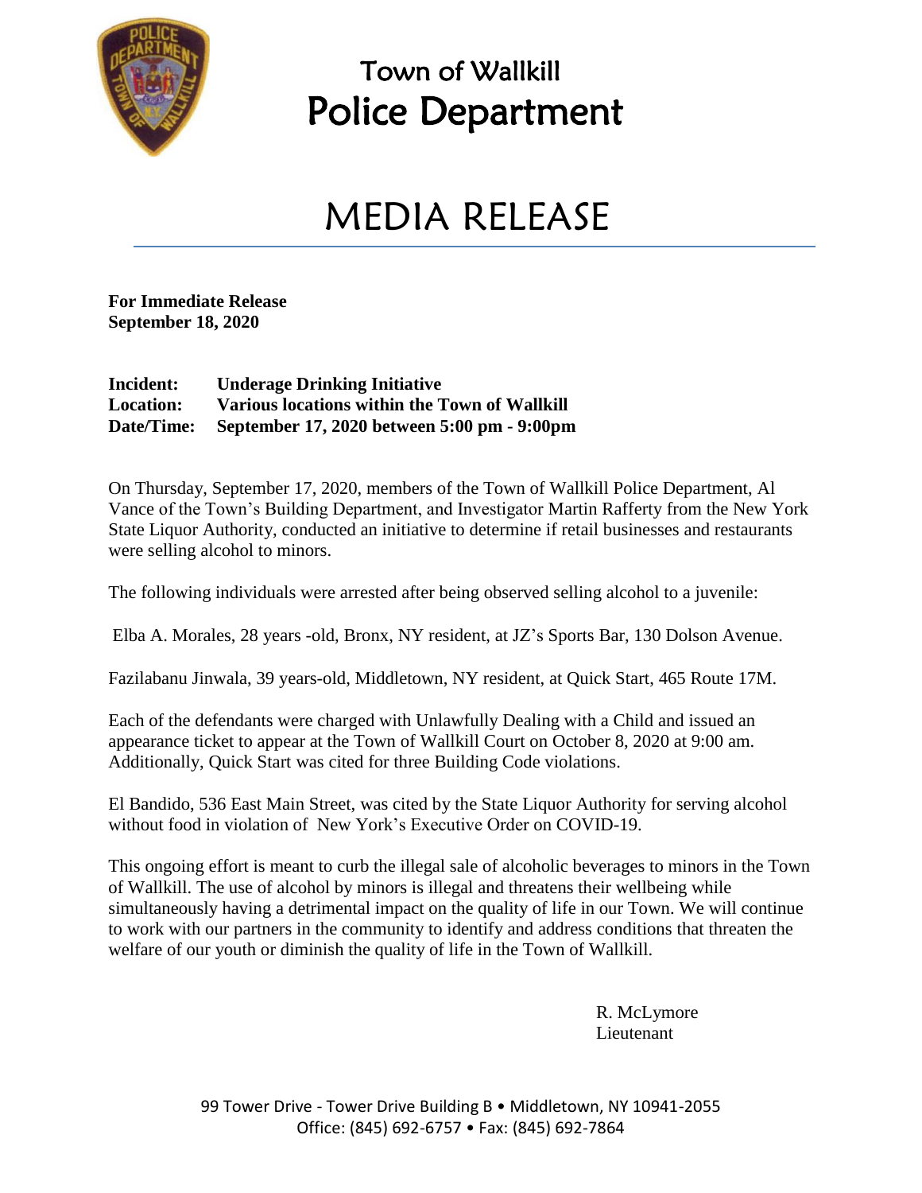# Town of Wallkill
# Police Department

# MEDIA RELEASE

**For Immediate Release**
**September 18, 2020**

**Incident:** **Underage Drinking Initiative**
**Location:** **Various locations within the Town of Wallkill**
**Date/Time:** **September 17, 2020 between 5:00 pm - 9:00pm**

On Thursday, September 17, 2020, members of the Town of Wallkill Police Department, Al Vance of the Town's Building Department, and Investigator Martin Rafferty from the New York State Liquor Authority, conducted an initiative to determine if retail businesses and restaurants were selling alcohol to minors.

The following individuals were arrested after being observed selling alcohol to a juvenile:

Elba A. Morales, 28 years -old, Bronx, NY resident, at JZ's Sports Bar, 130 Dolson Avenue.

Fazilabanu Jinwala, 39 years-old, Middletown, NY resident, at Quick Start, 465 Route 17M.

Each of the defendants were charged with Unlawfully Dealing with a Child and issued an appearance ticket to appear at the Town of Wallkill Court on October 8, 2020 at 9:00 am. Additionally, Quick Start was cited for three Building Code violations.

El Bandido, 536 East Main Street, was cited by the State Liquor Authority for serving alcohol without food in violation of New York's Executive Order on COVID-19.

This ongoing effort is meant to curb the illegal sale of alcoholic beverages to minors in the Town of Wallkill. The use of alcohol by minors is illegal and threatens their wellbeing while simultaneously having a detrimental impact on the quality of life in our Town. We will continue to work with our partners in the community to identify and address conditions that threaten the welfare of our youth or diminish the quality of life in the Town of Wallkill.

R. McLymore
Lieutenant

99 Tower Drive - Tower Drive Building B • Middletown, NY 10941-2055
Office: (845) 692-6757 • Fax: (845) 692-7864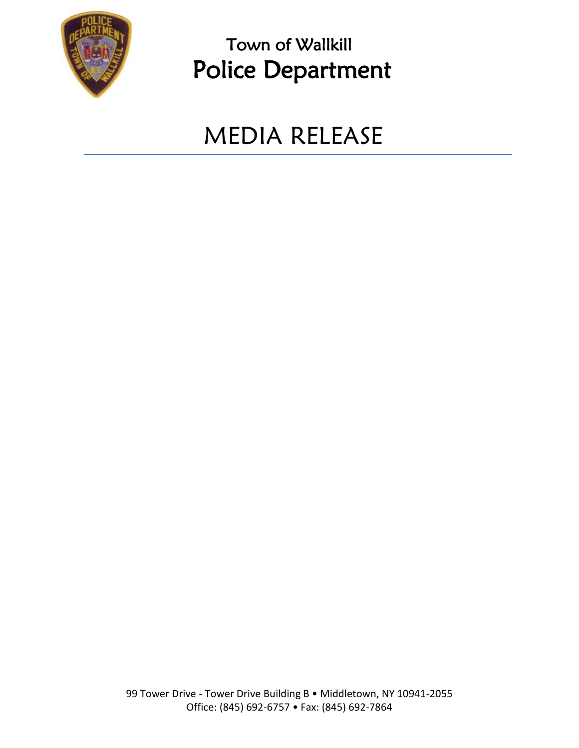Town of Wallkill
# Police Department

# MEDIA RELEASE

99 Tower Drive - Tower Drive Building B • Middletown, NY 10941-2055
Office: (845) 692-6757 • Fax: (845) 692-7864